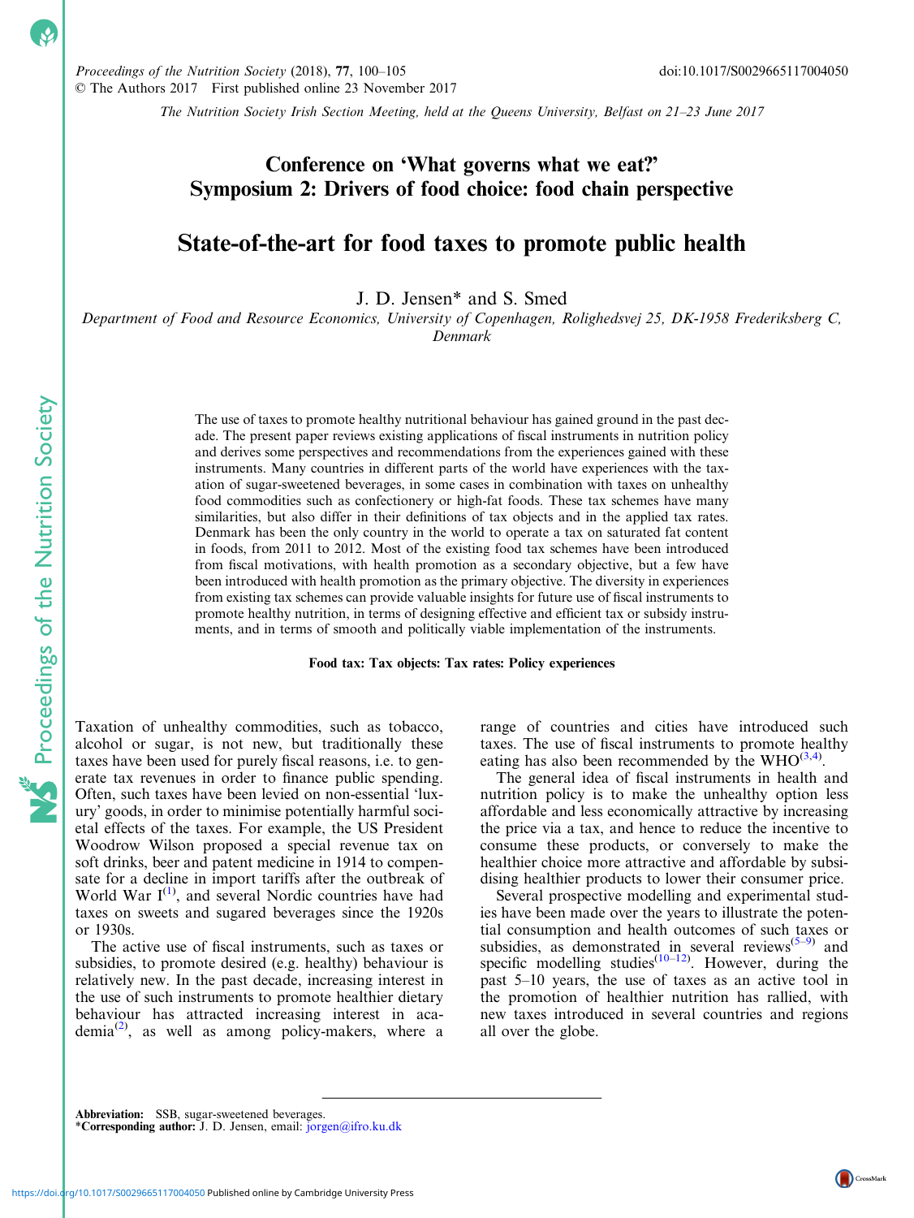Proceedings of the Nutrition Society (2018), 77, 100–105
© The Authors 2017 First published online 23 November 2017

doi:10.1017/S0029665117004050

*The Nutrition Society Irish Section Meeting, held at the Queens University, Belfast on 21–23 June 2017*

## Conference on 'What governs what we eat?' Symposium 2: Drivers of food choice: food chain perspective

# State-of-the-art for food taxes to promote public health

J. D. Jensen* and S. Smed

*Department of Food and Resource Economics, University of Copenhagen, Rolighedsvej 25, DK-1958 Frederiksberg C, Denmark*

The use of taxes to promote healthy nutritional behaviour has gained ground in the past decade. The present paper reviews existing applications of fiscal instruments in nutrition policy and derives some perspectives and recommendations from the experiences gained with these instruments. Many countries in different parts of the world have experiences with the taxation of sugar-sweetened beverages, in some cases in combination with taxes on unhealthy food commodities such as confectionery or high-fat foods. These tax schemes have many similarities, but also differ in their definitions of tax objects and in the applied tax rates. Denmark has been the only country in the world to operate a tax on saturated fat content in foods, from 2011 to 2012. Most of the existing food tax schemes have been introduced from fiscal motivations, with health promotion as a secondary objective, but a few have been introduced with health promotion as the primary objective. The diversity in experiences from existing tax schemes can provide valuable insights for future use of fiscal instruments to promote healthy nutrition, in terms of designing effective and efficient tax or subsidy instruments, and in terms of smooth and politically viable implementation of the instruments.

**Food tax: Tax objects: Tax rates: Policy experiences**

Taxation of unhealthy commodities, such as tobacco, alcohol or sugar, is not new, but traditionally these taxes have been used for purely fiscal reasons, i.e. to generate tax revenues in order to finance public spending. Often, such taxes have been levied on non-essential 'luxury' goods, in order to minimise potentially harmful societal effects of the taxes. For example, the US President Woodrow Wilson proposed a special revenue tax on soft drinks, beer and patent medicine in 1914 to compensate for a decline in import tariffs after the outbreak of World War I[1], and several Nordic countries have had taxes on sweets and sugared beverages since the 1920s or 1930s.

The active use of fiscal instruments, such as taxes or subsidies, to promote desired (e.g. healthy) behaviour is relatively new. In the past decade, increasing interest in the use of such instruments to promote healthier dietary behaviour has attracted increasing interest in academia[2], as well as among policy-makers, where a range of countries and cities have introduced such taxes. The use of fiscal instruments to promote healthy eating has also been recommended by the WHO[3,4].

The general idea of fiscal instruments in health and nutrition policy is to make the unhealthy option less affordable and less economically attractive by increasing the price via a tax, and hence to reduce the incentive to consume these products, or conversely to make the healthier choice more attractive and affordable by subsidising healthier products to lower their consumer price.

Several prospective modelling and experimental studies have been made over the years to illustrate the potential consumption and health outcomes of such taxes or subsidies, as demonstrated in several reviews[5–9] and specific modelling studies[10–12]. However, during the past 5–10 years, the use of taxes as an active tool in the promotion of healthier nutrition has rallied, with new taxes introduced in several countries and regions all over the globe.

---

**Abbreviation:** SSB, sugar-sweetened beverages.
***Corresponding author:** J. D. Jensen, email: jorgen@ifro.ku.dk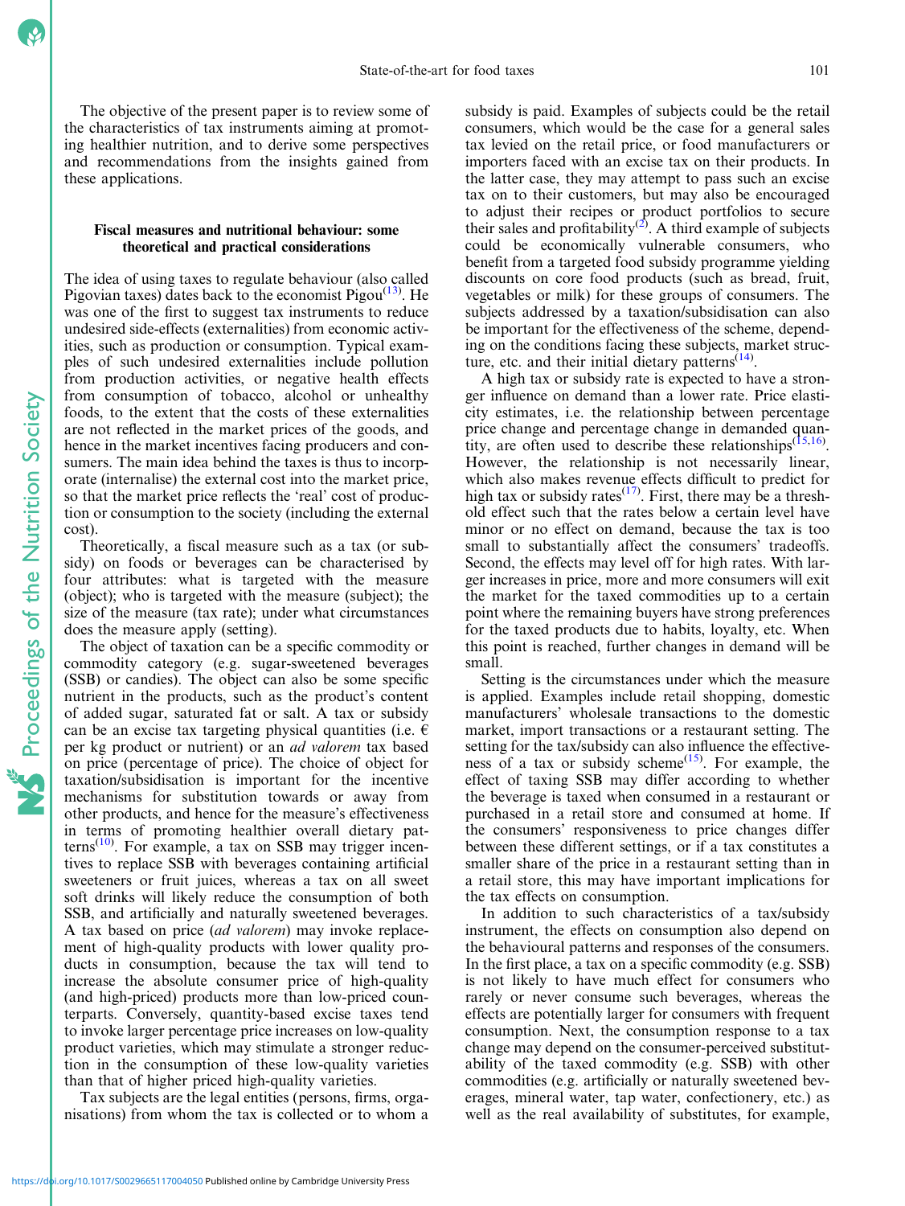The objective of the present paper is to review some of the characteristics of tax instruments aiming at promoting healthier nutrition, and to derive some perspectives and recommendations from the insights gained from these applications.

## Fiscal measures and nutritional behaviour: some theoretical and practical considerations

The idea of using taxes to regulate behaviour (also called Pigovian taxes) dates back to the economist Pigou[13]. He was one of the first to suggest tax instruments to reduce undesired side-effects (externalities) from economic activities, such as production or consumption. Typical examples of such undesired externalities include pollution from production activities, or negative health effects from consumption of tobacco, alcohol or unhealthy foods, to the extent that the costs of these externalities are not reflected in the market prices of the goods, and hence in the market incentives facing producers and consumers. The main idea behind the taxes is thus to incorporate (internalise) the external cost into the market price, so that the market price reflects the 'real' cost of production or consumption to the society (including the external cost).

Theoretically, a fiscal measure such as a tax (or subsidy) on foods or beverages can be characterised by four attributes: what is targeted with the measure (object); who is targeted with the measure (subject); the size of the measure (tax rate); under what circumstances does the measure apply (setting).

The object of taxation can be a specific commodity or commodity category (e.g. sugar-sweetened beverages (SSB) or candies). The object can also be some specific nutrient in the products, such as the product's content of added sugar, saturated fat or salt. A tax or subsidy can be an excise tax targeting physical quantities (i.e. € per kg product or nutrient) or an *ad valorem* tax based on price (percentage of price). The choice of object for taxation/subsidisation is important for the incentive mechanisms for substitution towards or away from other products, and hence for the measure's effectiveness in terms of promoting healthier overall dietary patterns[10]. For example, a tax on SSB may trigger incentives to replace SSB with beverages containing artificial sweeteners or fruit juices, whereas a tax on all sweet soft drinks will likely reduce the consumption of both SSB, and artificially and naturally sweetened beverages. A tax based on price (*ad valorem*) may invoke replacement of high-quality products with lower quality products in consumption, because the tax will tend to increase the absolute consumer price of high-quality (and high-priced) products more than low-priced counterparts. Conversely, quantity-based excise taxes tend to invoke larger percentage price increases on low-quality product varieties, which may stimulate a stronger reduction in the consumption of these low-quality varieties than that of higher priced high-quality varieties.

Tax subjects are the legal entities (persons, firms, organisations) from whom the tax is collected or to whom a subsidy is paid. Examples of subjects could be the retail consumers, which would be the case for a general sales tax levied on the retail price, or food manufacturers or importers faced with an excise tax on their products. In the latter case, they may attempt to pass such an excise tax on to their customers, but may also be encouraged to adjust their recipes or product portfolios to secure their sales and profitability[2]. A third example of subjects could be economically vulnerable consumers, who benefit from a targeted food subsidy programme yielding discounts on core food products (such as bread, fruit, vegetables or milk) for these groups of consumers. The subjects addressed by a taxation/subsidisation can also be important for the effectiveness of the scheme, depending on the conditions facing these subjects, market structure, etc. and their initial dietary patterns[14].

A high tax or subsidy rate is expected to have a stronger influence on demand than a lower rate. Price elasticity estimates, i.e. the relationship between percentage price change and percentage change in demanded quantity, are often used to describe these relationships[15,16]. However, the relationship is not necessarily linear, which also makes revenue effects difficult to predict for high tax or subsidy rates[17]. First, there may be a threshold effect such that the rates below a certain level have minor or no effect on demand, because the tax is too small to substantially affect the consumers' tradeoffs. Second, the effects may level off for high rates. With larger increases in price, more and more consumers will exit the market for the taxed commodities up to a certain point where the remaining buyers have strong preferences for the taxed products due to habits, loyalty, etc. When this point is reached, further changes in demand will be small.

Setting is the circumstances under which the measure is applied. Examples include retail shopping, domestic manufacturers' wholesale transactions to the domestic market, import transactions or a restaurant setting. The setting for the tax/subsidy can also influence the effectiveness of a tax or subsidy scheme[15]. For example, the effect of taxing SSB may differ according to whether the beverage is taxed when consumed in a restaurant or purchased in a retail store and consumed at home. If the consumers' responsiveness to price changes differ between these different settings, or if a tax constitutes a smaller share of the price in a restaurant setting than in a retail store, this may have important implications for the tax effects on consumption.

In addition to such characteristics of a tax/subsidy instrument, the effects on consumption also depend on the behavioural patterns and responses of the consumers. In the first place, a tax on a specific commodity (e.g. SSB) is not likely to have much effect for consumers who rarely or never consume such beverages, whereas the effects are potentially larger for consumers with frequent consumption. Next, the consumption response to a tax change may depend on the consumer-perceived substitutability of the taxed commodity (e.g. SSB) with other commodities (e.g. artificially or naturally sweetened beverages, mineral water, tap water, confectionery, etc.) as well as the real availability of substitutes, for example,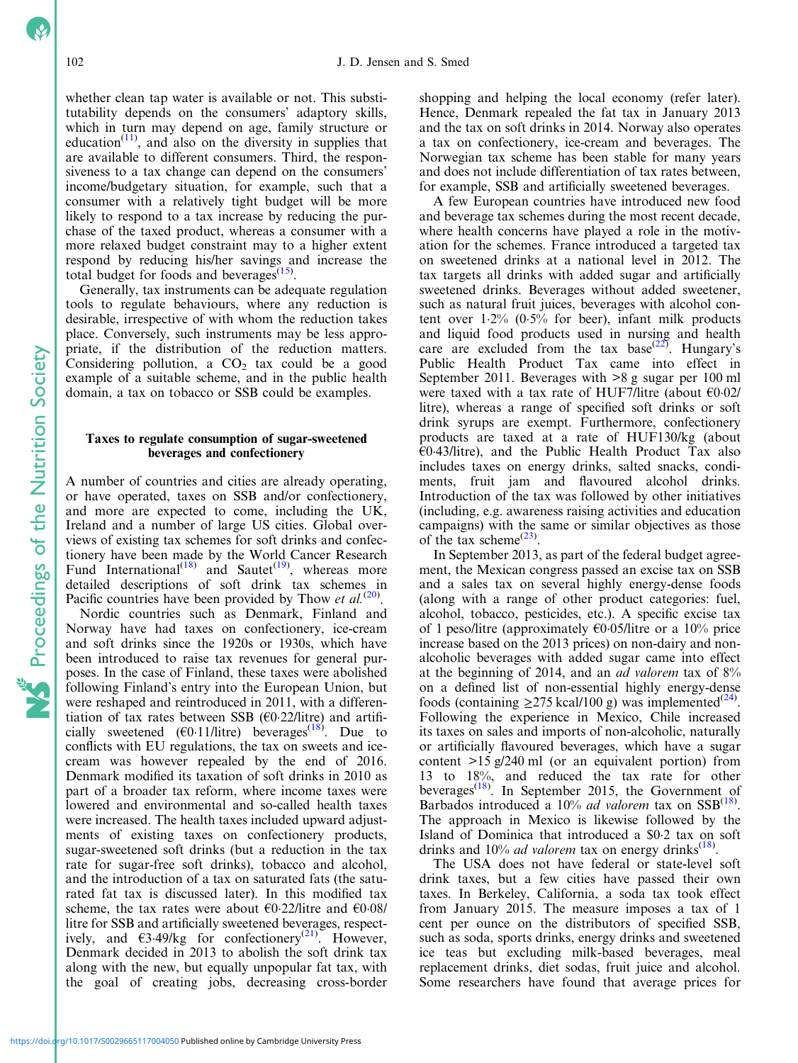whether clean tap water is available or not. This substitutability depends on the consumers' adaptory skills, which in turn may depend on age, family structure or education[11], and also on the diversity in supplies that are available to different consumers. Third, the responsiveness to a tax change can depend on the consumers' income/budgetary situation, for example, such that a consumer with a relatively tight budget will be more likely to respond to a tax increase by reducing the purchase of the taxed product, whereas a consumer with a more relaxed budget constraint may to a higher extent respond by reducing his/her savings and increase the total budget for foods and beverages[15].

Generally, tax instruments can be adequate regulation tools to regulate behaviours, where any reduction is desirable, irrespective of with whom the reduction takes place. Conversely, such instruments may be less appropriate, if the distribution of the reduction matters. Considering pollution, a $CO_2$ tax could be a good example of a suitable scheme, and in the public health domain, a tax on tobacco or SSB could be examples.

### Taxes to regulate consumption of sugar-sweetened beverages and confectionery

A number of countries and cities are already operating, or have operated, taxes on SSB and/or confectionery, and more are expected to come, including the UK, Ireland and a number of large US cities. Global overviews of existing tax schemes for soft drinks and confectionery have been made by the World Cancer Research Fund International[18] and Sautet[19], whereas more detailed descriptions of soft drink tax schemes in Pacific countries have been provided by Thow *et al.*[20].

Nordic countries such as Denmark, Finland and Norway have had taxes on confectionery, ice-cream and soft drinks since the 1920s or 1930s, which have been introduced to raise tax revenues for general purposes. In the case of Finland, these taxes were abolished following Finland's entry into the European Union, but were reshaped and reintroduced in 2011, with a differentiation of tax rates between SSB (€0·22/litre) and artificially sweetened (€0·11/litre) beverages[18]. Due to conflicts with EU regulations, the tax on sweets and ice-cream was however repealed by the end of 2016. Denmark modified its taxation of soft drinks in 2010 as part of a broader tax reform, where income taxes were lowered and environmental and so-called health taxes were increased. The health taxes included upward adjustments of existing taxes on confectionery products, sugar-sweetened soft drinks (but a reduction in the tax rate for sugar-free soft drinks), tobacco and alcohol, and the introduction of a tax on saturated fats (the saturated fat tax is discussed later). In this modified tax scheme, the tax rates were about €0·22/litre and €0·08/litre for SSB and artificially sweetened beverages, respectively, and €3·49/kg for confectionery[21]. However, Denmark decided in 2013 to abolish the soft drink tax along with the new, but equally unpopular fat tax, with the goal of creating jobs, decreasing cross-border shopping and helping the local economy (refer later). Hence, Denmark repealed the fat tax in January 2013 and the tax on soft drinks in 2014. Norway also operates a tax on confectionery, ice-cream and beverages. The Norwegian tax scheme has been stable for many years and does not include differentiation of tax rates between, for example, SSB and artificially sweetened beverages.

A few European countries have introduced new food and beverage tax schemes during the most recent decade, where health concerns have played a role in the motivation for the schemes. France introduced a targeted tax on sweetened drinks at a national level in 2012. The tax targets all drinks with added sugar and artificially sweetened drinks. Beverages without added sweetener, such as natural fruit juices, beverages with alcohol content over 1·2% (0·5% for beer), infant milk products and liquid food products used in nursing and health care are excluded from the tax base[22]. Hungary's Public Health Product Tax came into effect in September 2011. Beverages with >8 g sugar per 100 ml were taxed with a tax rate of HUF7/litre (about €0·02/litre), whereas a range of specified soft drinks or soft drink syrups are exempt. Furthermore, confectionery products are taxed at a rate of HUF130/kg (about €0·43/litre), and the Public Health Product Tax also includes taxes on energy drinks, salted snacks, condiments, fruit jam and flavoured alcohol drinks. Introduction of the tax was followed by other initiatives (including, e.g. awareness raising activities and education campaigns) with the same or similar objectives as those of the tax scheme[23].

In September 2013, as part of the federal budget agreement, the Mexican congress passed an excise tax on SSB and a sales tax on several highly energy-dense foods (along with a range of other product categories: fuel, alcohol, tobacco, pesticides, etc.). A specific excise tax of 1 peso/litre (approximately €0·05/litre or a 10% price increase based on the 2013 prices) on non-dairy and non-alcoholic beverages with added sugar came into effect at the beginning of 2014, and an *ad valorem* tax of 8% on a defined list of non-essential highly energy-dense foods (containing ≥275 kcal/100 g) was implemented[24]. Following the experience in Mexico, Chile increased its taxes on sales and imports of non-alcoholic, naturally or artificially flavoured beverages, which have a sugar content >15 g/240 ml (or an equivalent portion) from 13 to 18%, and reduced the tax rate for other beverages[18]. In September 2015, the Government of Barbados introduced a 10% *ad valorem* tax on SSB[18]. The approach in Mexico is likewise followed by the Island of Dominica that introduced a $0·2 tax on soft drinks and 10% *ad valorem* tax on energy drinks[18].

The USA does not have federal or state-level soft drink taxes, but a few cities have passed their own taxes. In Berkeley, California, a soda tax took effect from January 2015. The measure imposes a tax of 1 cent per ounce on the distributors of specified SSB, such as soda, sports drinks, energy drinks and sweetened ice teas but excluding milk-based beverages, meal replacement drinks, diet sodas, fruit juice and alcohol. Some researchers have found that average prices for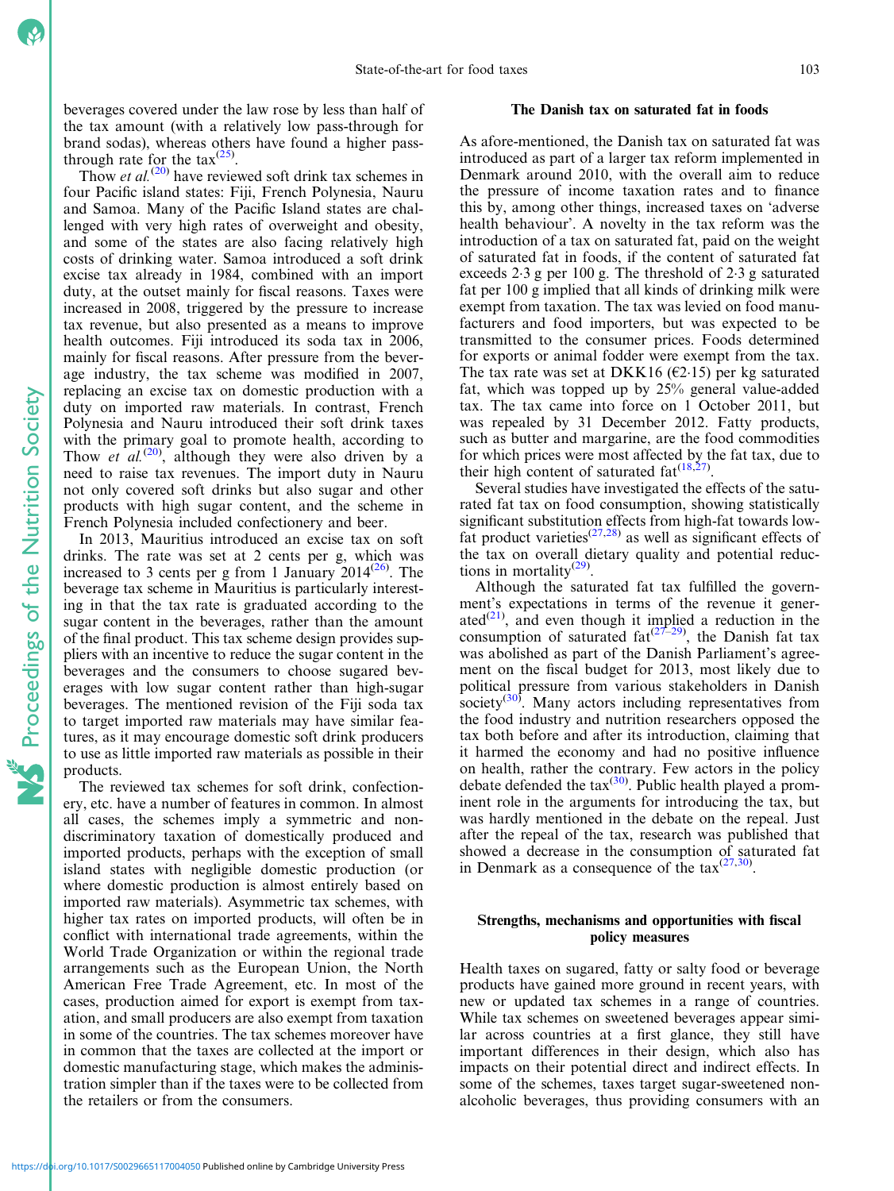beverages covered under the law rose by less than half of the tax amount (with a relatively low pass-through for brand sodas), whereas others have found a higher pass-through rate for the tax[25].

Thow *et al.*[20] have reviewed soft drink tax schemes in four Pacific island states: Fiji, French Polynesia, Nauru and Samoa. Many of the Pacific Island states are challenged with very high rates of overweight and obesity, and some of the states are also facing relatively high costs of drinking water. Samoa introduced a soft drink excise tax already in 1984, combined with an import duty, at the outset mainly for fiscal reasons. Taxes were increased in 2008, triggered by the pressure to increase tax revenue, but also presented as a means to improve health outcomes. Fiji introduced its soda tax in 2006, mainly for fiscal reasons. After pressure from the beverage industry, the tax scheme was modified in 2007, replacing an excise tax on domestic production with a duty on imported raw materials. In contrast, French Polynesia and Nauru introduced their soft drink taxes with the primary goal to promote health, according to Thow *et al.*[20], although they were also driven by a need to raise tax revenues. The import duty in Nauru not only covered soft drinks but also sugar and other products with high sugar content, and the scheme in French Polynesia included confectionery and beer.

In 2013, Mauritius introduced an excise tax on soft drinks. The rate was set at 2 cents per g, which was increased to 3 cents per g from 1 January 2014[26]. The beverage tax scheme in Mauritius is particularly interesting in that the tax rate is graduated according to the sugar content in the beverages, rather than the amount of the final product. This tax scheme design provides suppliers with an incentive to reduce the sugar content in the beverages and the consumers to choose sugared beverages with low sugar content rather than high-sugar beverages. The mentioned revision of the Fiji soda tax to target imported raw materials may have similar features, as it may encourage domestic soft drink producers to use as little imported raw materials as possible in their products.

The reviewed tax schemes for soft drink, confectionery, etc. have a number of features in common. In almost all cases, the schemes imply a symmetric and non-discriminatory taxation of domestically produced and imported products, perhaps with the exception of small island states with negligible domestic production (or where domestic production is almost entirely based on imported raw materials). Asymmetric tax schemes, with higher tax rates on imported products, will often be in conflict with international trade agreements, within the World Trade Organization or within the regional trade arrangements such as the European Union, the North American Free Trade Agreement, etc. In most of the cases, production aimed for export is exempt from taxation, and small producers are also exempt from taxation in some of the countries. The tax schemes moreover have in common that the taxes are collected at the import or domestic manufacturing stage, which makes the administration simpler than if the taxes were to be collected from the retailers or from the consumers.

## The Danish tax on saturated fat in foods

As afore-mentioned, the Danish tax on saturated fat was introduced as part of a larger tax reform implemented in Denmark around 2010, with the overall aim to reduce the pressure of income taxation rates and to finance this by, among other things, increased taxes on 'adverse health behaviour'. A novelty in the tax reform was the introduction of a tax on saturated fat, paid on the weight of saturated fat in foods, if the content of saturated fat exceeds 2·3 g per 100 g. The threshold of 2·3 g saturated fat per 100 g implied that all kinds of drinking milk were exempt from taxation. The tax was levied on food manufacturers and food importers, but was expected to be transmitted to the consumer prices. Foods determined for exports or animal fodder were exempt from the tax. The tax rate was set at DKK16 (€2·15) per kg saturated fat, which was topped up by 25% general value-added tax. The tax came into force on 1 October 2011, but was repealed by 31 December 2012. Fatty products, such as butter and margarine, are the food commodities for which prices were most affected by the fat tax, due to their high content of saturated fat[18,27].

Several studies have investigated the effects of the saturated fat tax on food consumption, showing statistically significant substitution effects from high-fat towards low-fat product varieties[27,28] as well as significant effects of the tax on overall dietary quality and potential reductions in mortality[29].

Although the saturated fat tax fulfilled the government's expectations in terms of the revenue it generated[21], and even though it implied a reduction in the consumption of saturated fat[27–29], the Danish fat tax was abolished as part of the Danish Parliament's agreement on the fiscal budget for 2013, most likely due to political pressure from various stakeholders in Danish society[30]. Many actors including representatives from the food industry and nutrition researchers opposed the tax both before and after its introduction, claiming that it harmed the economy and had no positive influence on health, rather the contrary. Few actors in the policy debate defended the tax[30]. Public health played a prominent role in the arguments for introducing the tax, but was hardly mentioned in the debate on the repeal. Just after the repeal of the tax, research was published that showed a decrease in the consumption of saturated fat in Denmark as a consequence of the tax[27,30].

## Strengths, mechanisms and opportunities with fiscal policy measures

Health taxes on sugared, fatty or salty food or beverage products have gained more ground in recent years, with new or updated tax schemes in a range of countries. While tax schemes on sweetened beverages appear similar across countries at a first glance, they still have important differences in their design, which also has impacts on their potential direct and indirect effects. In some of the schemes, taxes target sugar-sweetened non-alcoholic beverages, thus providing consumers with an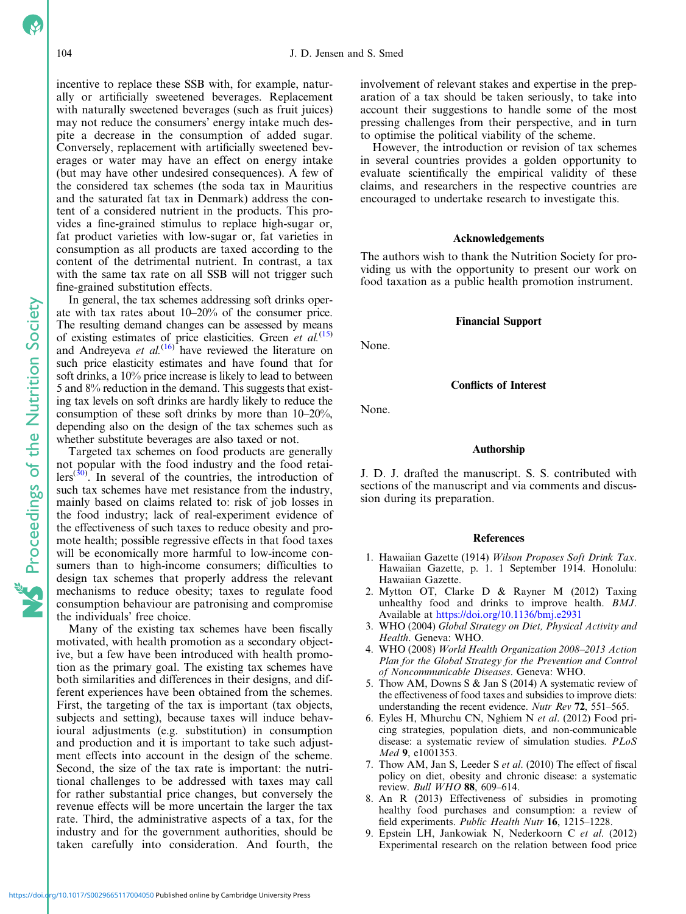incentive to replace these SSB with, for example, naturally or artificially sweetened beverages. Replacement with naturally sweetened beverages (such as fruit juices) may not reduce the consumers' energy intake much despite a decrease in the consumption of added sugar. Conversely, replacement with artificially sweetened beverages or water may have an effect on energy intake (but may have other undesired consequences). A few of the considered tax schemes (the soda tax in Mauritius and the saturated fat tax in Denmark) address the content of a considered nutrient in the products. This provides a fine-grained stimulus to replace high-sugar or, fat product varieties with low-sugar or, fat varieties in consumption as all products are taxed according to the content of the detrimental nutrient. In contrast, a tax with the same tax rate on all SSB will not trigger such fine-grained substitution effects.

In general, the tax schemes addressing soft drinks operate with tax rates about 10–20% of the consumer price. The resulting demand changes can be assessed by means of existing estimates of price elasticities. Green *et al.*[15] and Andreyeva *et al.*[16] have reviewed the literature on such price elasticity estimates and have found that for soft drinks, a 10% price increase is likely to lead to between 5 and 8% reduction in the demand. This suggests that existing tax levels on soft drinks are hardly likely to reduce the consumption of these soft drinks by more than 10–20%, depending also on the design of the tax schemes such as whether substitute beverages are also taxed or not.

Targeted tax schemes on food products are generally not popular with the food industry and the food retailers[30]. In several of the countries, the introduction of such tax schemes have met resistance from the industry, mainly based on claims related to: risk of job losses in the food industry; lack of real-experiment evidence of the effectiveness of such taxes to reduce obesity and promote health; possible regressive effects in that food taxes will be economically more harmful to low-income consumers than to high-income consumers; difficulties to design tax schemes that properly address the relevant mechanisms to reduce obesity; taxes to regulate food consumption behaviour are patronising and compromise the individuals' free choice.

Many of the existing tax schemes have been fiscally motivated, with health promotion as a secondary objective, but a few have been introduced with health promotion as the primary goal. The existing tax schemes have both similarities and differences in their designs, and different experiences have been obtained from the schemes. First, the targeting of the tax is important (tax objects, subjects and setting), because taxes will induce behavioural adjustments (e.g. substitution) in consumption and production and it is important to take such adjustment effects into account in the design of the scheme. Second, the size of the tax rate is important: the nutritional challenges to be addressed with taxes may call for rather substantial price changes, but conversely the revenue effects will be more uncertain the larger the tax rate. Third, the administrative aspects of a tax, for the industry and for the government authorities, should be taken carefully into consideration. And fourth, the involvement of relevant stakes and expertise in the preparation of a tax should be taken seriously, to take into account their suggestions to handle some of the most pressing challenges from their perspective, and in turn to optimise the political viability of the scheme.

However, the introduction or revision of tax schemes in several countries provides a golden opportunity to evaluate scientifically the empirical validity of these claims, and researchers in the respective countries are encouraged to undertake research to investigate this.

## Acknowledgements

The authors wish to thank the Nutrition Society for providing us with the opportunity to present our work on food taxation as a public health promotion instrument.

## Financial Support

None.

## Conflicts of Interest

None.

## Authorship

J. D. J. drafted the manuscript. S. S. contributed with sections of the manuscript and via comments and discussion during its preparation.

## References

1. Hawaiian Gazette (1914) *Wilson Proposes Soft Drink Tax*. Hawaiian Gazette, p. 1. 1 September 1914. Honolulu: Hawaiian Gazette.
2. Mytton OT, Clarke D & Rayner M (2012) Taxing unhealthy food and drinks to improve health. *BMJ*. Available at https://doi.org/10.1136/bmj.e2931
3. WHO (2004) *Global Strategy on Diet, Physical Activity and Health*. Geneva: WHO.
4. WHO (2008) *World Health Organization 2008–2013 Action Plan for the Global Strategy for the Prevention and Control of Noncommunicable Diseases*. Geneva: WHO.
5. Thow AM, Downs S & Jan S (2014) A systematic review of the effectiveness of food taxes and subsidies to improve diets: understanding the recent evidence. *Nutr Rev* **72**, 551–565.
6. Eyles H, Mhurchu CN, Nghiem N *et al.* (2012) Food pricing strategies, population diets, and non-communicable disease: a systematic review of simulation studies. *PLoS Med* **9**, e1001353.
7. Thow AM, Jan S, Leeder S *et al.* (2010) The effect of fiscal policy on diet, obesity and chronic disease: a systematic review. *Bull WHO* **88**, 609–614.
8. An R (2013) Effectiveness of subsidies in promoting healthy food purchases and consumption: a review of field experiments. *Public Health Nutr* **16**, 1215–1228.
9. Epstein LH, Jankowiak N, Nederkoorn C *et al.* (2012) Experimental research on the relation between food price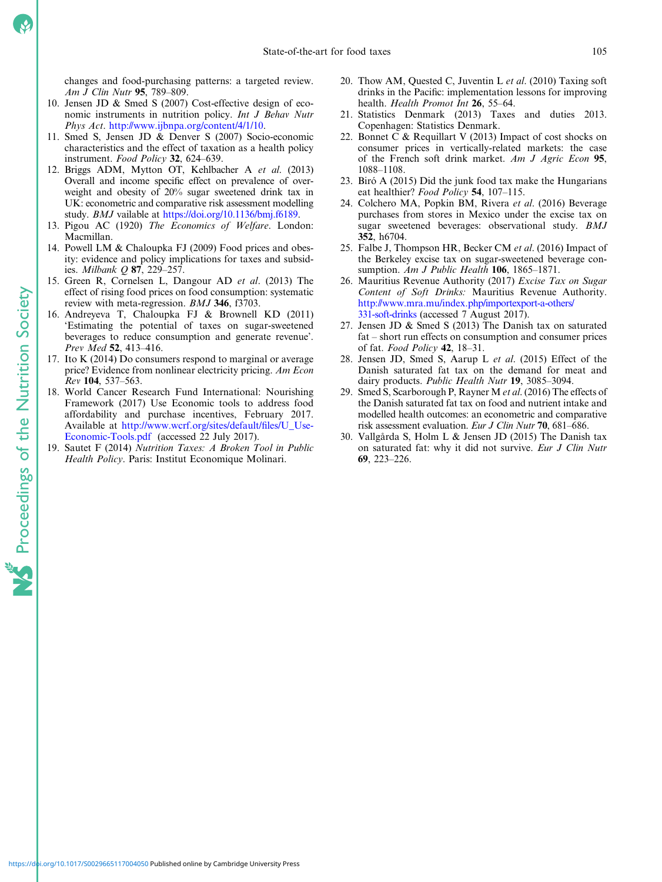changes and food-purchasing patterns: a targeted review. *Am J Clin Nutr* **95**, 789–809.

10. Jensen JD & Smed S (2007) Cost-effective design of economic instruments in nutrition policy. *Int J Behav Nutr Phys Act*. http://www.ijbnpa.org/content/4/1/10.
11. Smed S, Jensen JD & Denver S (2007) Socio-economic characteristics and the effect of taxation as a health policy instrument. *Food Policy* **32**, 624–639.
12. Briggs ADM, Mytton OT, Kehlbacher A *et al.* (2013) Overall and income specific effect on prevalence of overweight and obesity of 20% sugar sweetened drink tax in UK: econometric and comparative risk assessment modelling study. *BMJ* vailable at https://doi.org/10.1136/bmj.f6189.
13. Pigou AC (1920) *The Economics of Welfare*. London: Macmillan.
14. Powell LM & Chaloupka FJ (2009) Food prices and obesity: evidence and policy implications for taxes and subsidies. *Milbank Q* **87**, 229–257.
15. Green R, Cornelsen L, Dangour AD *et al.* (2013) The effect of rising food prices on food consumption: systematic review with meta-regression. *BMJ* **346**, f3703.
16. Andreyeva T, Chaloupka FJ & Brownell KD (2011) 'Estimating the potential of taxes on sugar-sweetened beverages to reduce consumption and generate revenue'. *Prev Med* **52**, 413–416.
17. Ito K (2014) Do consumers respond to marginal or average price? Evidence from nonlinear electricity pricing. *Am Econ Rev* **104**, 537–563.
18. World Cancer Research Fund International: Nourishing Framework (2017) Use Economic tools to address food affordability and purchase incentives, February 2017. Available at http://www.wcrf.org/sites/default/files/U_Use-Economic-Tools.pdf (accessed 22 July 2017).
19. Sautet F (2014) *Nutrition Taxes: A Broken Tool in Public Health Policy*. Paris: Institut Economique Molinari.
20. Thow AM, Quested C, Juventin L *et al.* (2010) Taxing soft drinks in the Pacific: implementation lessons for improving health. *Health Promot Int* **26**, 55–64.
21. Statistics Denmark (2013) Taxes and duties 2013. Copenhagen: Statistics Denmark.
22. Bonnet C & Requillart V (2013) Impact of cost shocks on consumer prices in vertically-related markets: the case of the French soft drink market. *Am J Agric Econ* **95**, 1088–1108.
23. Biró A (2015) Did the junk food tax make the Hungarians eat healthier? *Food Policy* **54**, 107–115.
24. Colchero MA, Popkin BM, Rivera *et al.* (2016) Beverage purchases from stores in Mexico under the excise tax on sugar sweetened beverages: observational study. *BMJ* **352**, h6704.
25. Falbe J, Thompson HR, Becker CM *et al.* (2016) Impact of the Berkeley excise tax on sugar-sweetened beverage consumption. *Am J Public Health* **106**, 1865–1871.
26. Mauritius Revenue Authority (2017) *Excise Tax on Sugar Content of Soft Drinks:* Mauritius Revenue Authority. http://www.mra.mu/index.php/importexport-a-others/331-soft-drinks (accessed 7 August 2017).
27. Jensen JD & Smed S (2013) The Danish tax on saturated fat – short run effects on consumption and consumer prices of fat. *Food Policy* **42**, 18–31.
28. Jensen JD, Smed S, Aarup L *et al.* (2015) Effect of the Danish saturated fat tax on the demand for meat and dairy products. *Public Health Nutr* **19**, 3085–3094.
29. Smed S, Scarborough P, Rayner M *et al.* (2016) The effects of the Danish saturated fat tax on food and nutrient intake and modelled health outcomes: an econometric and comparative risk assessment evaluation. *Eur J Clin Nutr* **70**, 681–686.
30. Vallgårda S, Holm L & Jensen JD (2015) The Danish tax on saturated fat: why it did not survive. *Eur J Clin Nutr* **69**, 223–226.